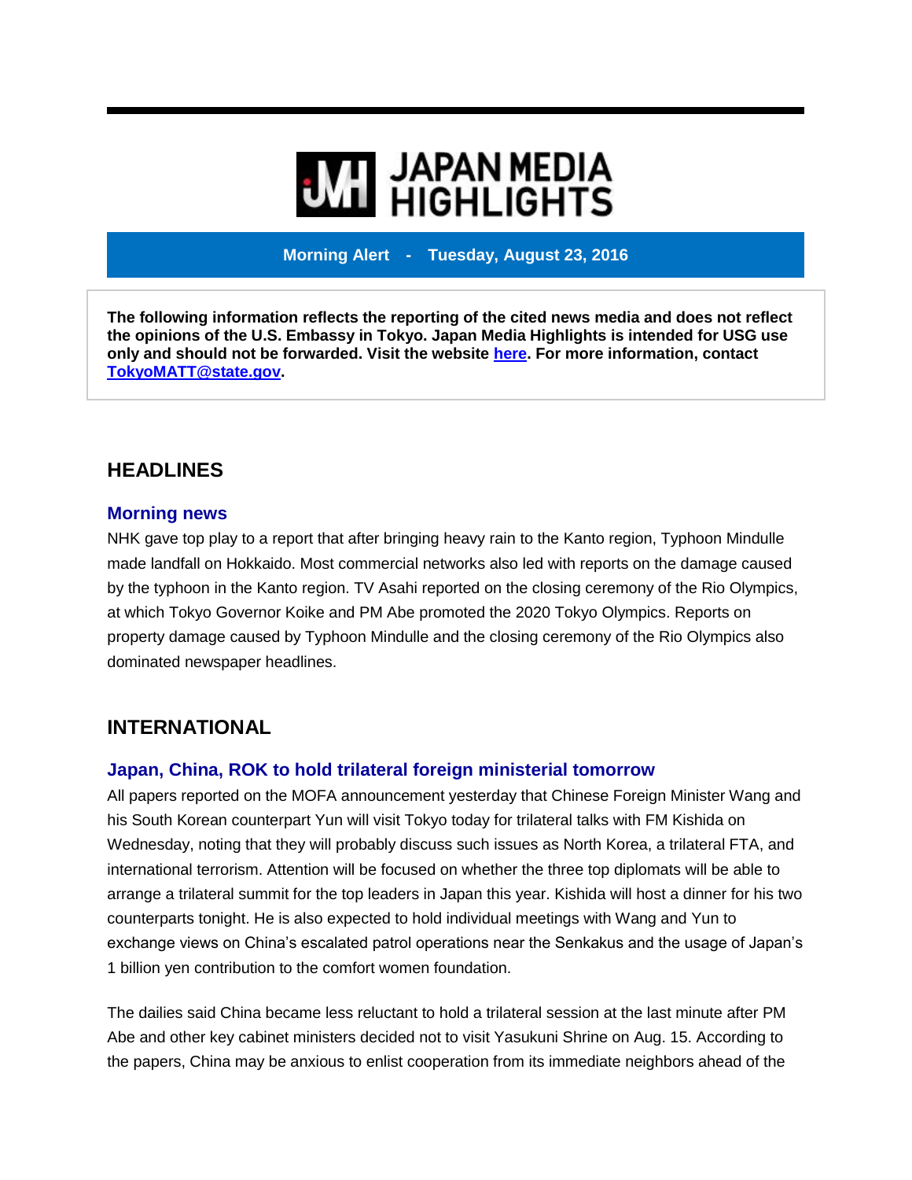# JAPAN MEDIA HIGHLIGHTS

**Morning Alert - Tuesday, August 23, 2016**

**The following information reflects the reporting of the cited news media and does not reflect the opinions of the U.S. Embassy in Tokyo. Japan Media Highlights is intended for USG use only and should not be forwarded. Visit the website here. For more information, contact TokyoMATT@state.gov.**

## HEADLINES

### Morning news

NHK gave top play to a report that after bringing heavy rain to the Kanto region, Typhoon Mindulle made landfall on Hokkaido. Most commercial networks also led with reports on the damage caused by the typhoon in the Kanto region. TV Asahi reported on the closing ceremony of the Rio Olympics, at which Tokyo Governor Koike and PM Abe promoted the 2020 Tokyo Olympics. Reports on property damage caused by Typhoon Mindulle and the closing ceremony of the Rio Olympics also dominated newspaper headlines.

## INTERNATIONAL

### Japan, China, ROK to hold trilateral foreign ministerial tomorrow

All papers reported on the MOFA announcement yesterday that Chinese Foreign Minister Wang and his South Korean counterpart Yun will visit Tokyo today for trilateral talks with FM Kishida on Wednesday, noting that they will probably discuss such issues as North Korea, a trilateral FTA, and international terrorism. Attention will be focused on whether the three top diplomats will be able to arrange a trilateral summit for the top leaders in Japan this year. Kishida will host a dinner for his two counterparts tonight. He is also expected to hold individual meetings with Wang and Yun to exchange views on China's escalated patrol operations near the Senkakus and the usage of Japan's 1 billion yen contribution to the comfort women foundation.

The dailies said China became less reluctant to hold a trilateral session at the last minute after PM Abe and other key cabinet ministers decided not to visit Yasukuni Shrine on Aug. 15. According to the papers, China may be anxious to enlist cooperation from its immediate neighbors ahead of the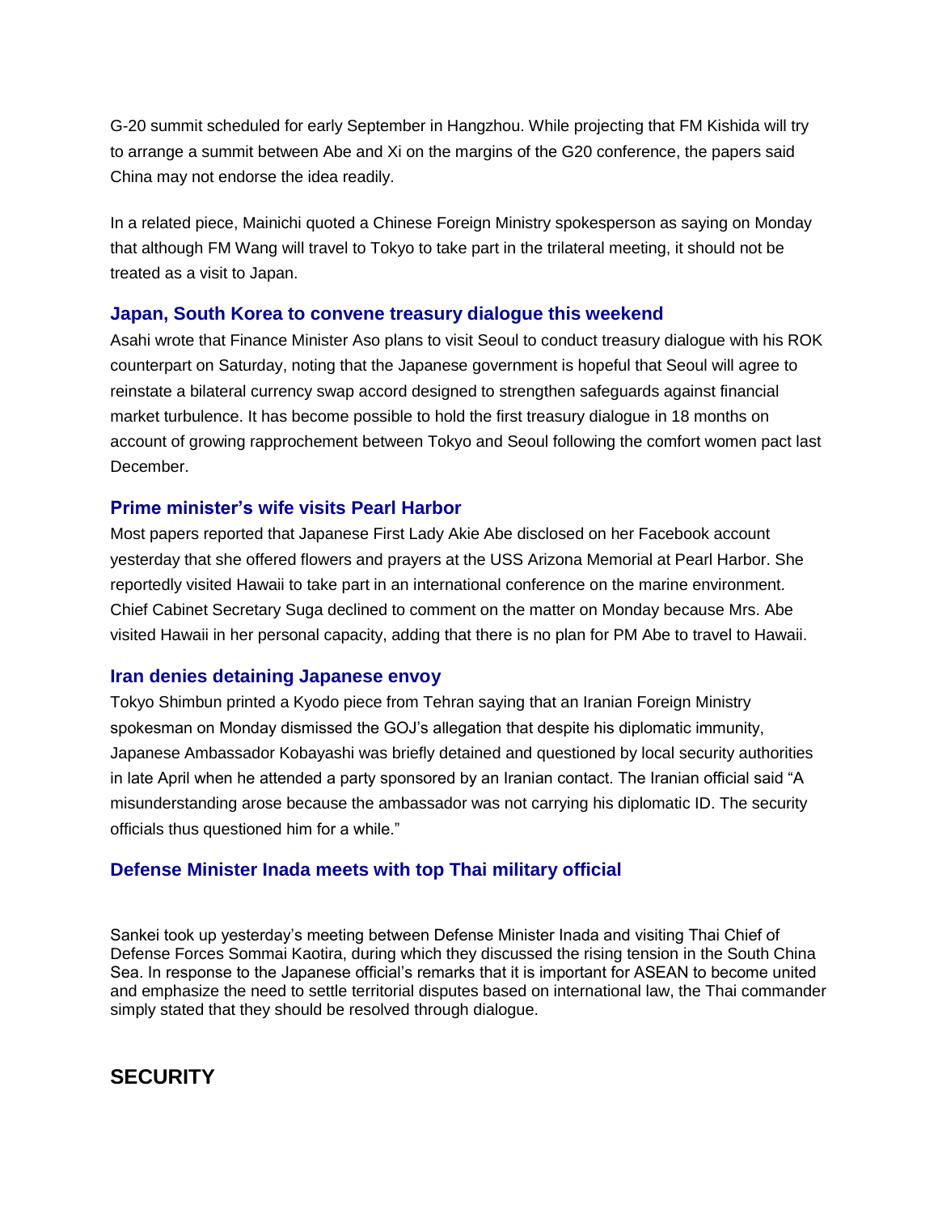G-20 summit scheduled for early September in Hangzhou. While projecting that FM Kishida will try to arrange a summit between Abe and Xi on the margins of the G20 conference, the papers said China may not endorse the idea readily.

In a related piece, Mainichi quoted a Chinese Foreign Ministry spokesperson as saying on Monday that although FM Wang will travel to Tokyo to take part in the trilateral meeting, it should not be treated as a visit to Japan.

### Japan, South Korea to convene treasury dialogue this weekend

Asahi wrote that Finance Minister Aso plans to visit Seoul to conduct treasury dialogue with his ROK counterpart on Saturday, noting that the Japanese government is hopeful that Seoul will agree to reinstate a bilateral currency swap accord designed to strengthen safeguards against financial market turbulence. It has become possible to hold the first treasury dialogue in 18 months on account of growing rapprochement between Tokyo and Seoul following the comfort women pact last December.

### Prime minister's wife visits Pearl Harbor

Most papers reported that Japanese First Lady Akie Abe disclosed on her Facebook account yesterday that she offered flowers and prayers at the USS Arizona Memorial at Pearl Harbor. She reportedly visited Hawaii to take part in an international conference on the marine environment. Chief Cabinet Secretary Suga declined to comment on the matter on Monday because Mrs. Abe visited Hawaii in her personal capacity, adding that there is no plan for PM Abe to travel to Hawaii.

### Iran denies detaining Japanese envoy

Tokyo Shimbun printed a Kyodo piece from Tehran saying that an Iranian Foreign Ministry spokesman on Monday dismissed the GOJ's allegation that despite his diplomatic immunity, Japanese Ambassador Kobayashi was briefly detained and questioned by local security authorities in late April when he attended a party sponsored by an Iranian contact. The Iranian official said "A misunderstanding arose because the ambassador was not carrying his diplomatic ID. The security officials thus questioned him for a while."

### Defense Minister Inada meets with top Thai military official

Sankei took up yesterday's meeting between Defense Minister Inada and visiting Thai Chief of Defense Forces Sommai Kaotira, during which they discussed the rising tension in the South China Sea. In response to the Japanese official's remarks that it is important for ASEAN to become united and emphasize the need to settle territorial disputes based on international law, the Thai commander simply stated that they should be resolved through dialogue.

## SECURITY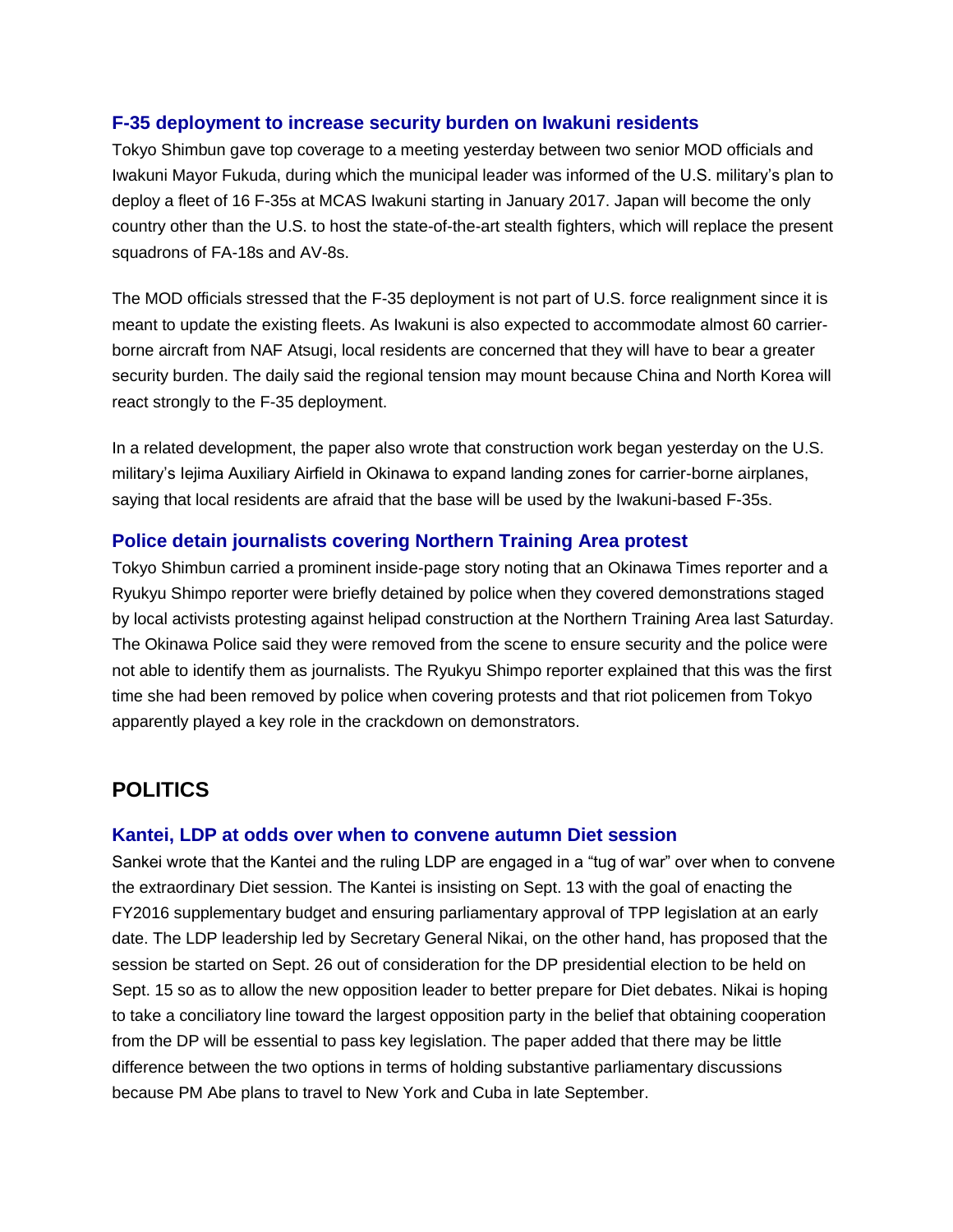### F-35 deployment to increase security burden on Iwakuni residents

Tokyo Shimbun gave top coverage to a meeting yesterday between two senior MOD officials and Iwakuni Mayor Fukuda, during which the municipal leader was informed of the U.S. military's plan to deploy a fleet of 16 F-35s at MCAS Iwakuni starting in January 2017. Japan will become the only country other than the U.S. to host the state-of-the-art stealth fighters, which will replace the present squadrons of FA-18s and AV-8s.

The MOD officials stressed that the F-35 deployment is not part of U.S. force realignment since it is meant to update the existing fleets. As Iwakuni is also expected to accommodate almost 60 carrier-borne aircraft from NAF Atsugi, local residents are concerned that they will have to bear a greater security burden. The daily said the regional tension may mount because China and North Korea will react strongly to the F-35 deployment.

In a related development, the paper also wrote that construction work began yesterday on the U.S. military's Iejima Auxiliary Airfield in Okinawa to expand landing zones for carrier-borne airplanes, saying that local residents are afraid that the base will be used by the Iwakuni-based F-35s.

### Police detain journalists covering Northern Training Area protest

Tokyo Shimbun carried a prominent inside-page story noting that an Okinawa Times reporter and a Ryukyu Shimpo reporter were briefly detained by police when they covered demonstrations staged by local activists protesting against helipad construction at the Northern Training Area last Saturday. The Okinawa Police said they were removed from the scene to ensure security and the police were not able to identify them as journalists. The Ryukyu Shimpo reporter explained that this was the first time she had been removed by police when covering protests and that riot policemen from Tokyo apparently played a key role in the crackdown on demonstrators.

## POLITICS

### Kantei, LDP at odds over when to convene autumn Diet session

Sankei wrote that the Kantei and the ruling LDP are engaged in a "tug of war" over when to convene the extraordinary Diet session. The Kantei is insisting on Sept. 13 with the goal of enacting the FY2016 supplementary budget and ensuring parliamentary approval of TPP legislation at an early date. The LDP leadership led by Secretary General Nikai, on the other hand, has proposed that the session be started on Sept. 26 out of consideration for the DP presidential election to be held on Sept. 15 so as to allow the new opposition leader to better prepare for Diet debates. Nikai is hoping to take a conciliatory line toward the largest opposition party in the belief that obtaining cooperation from the DP will be essential to pass key legislation. The paper added that there may be little difference between the two options in terms of holding substantive parliamentary discussions because PM Abe plans to travel to New York and Cuba in late September.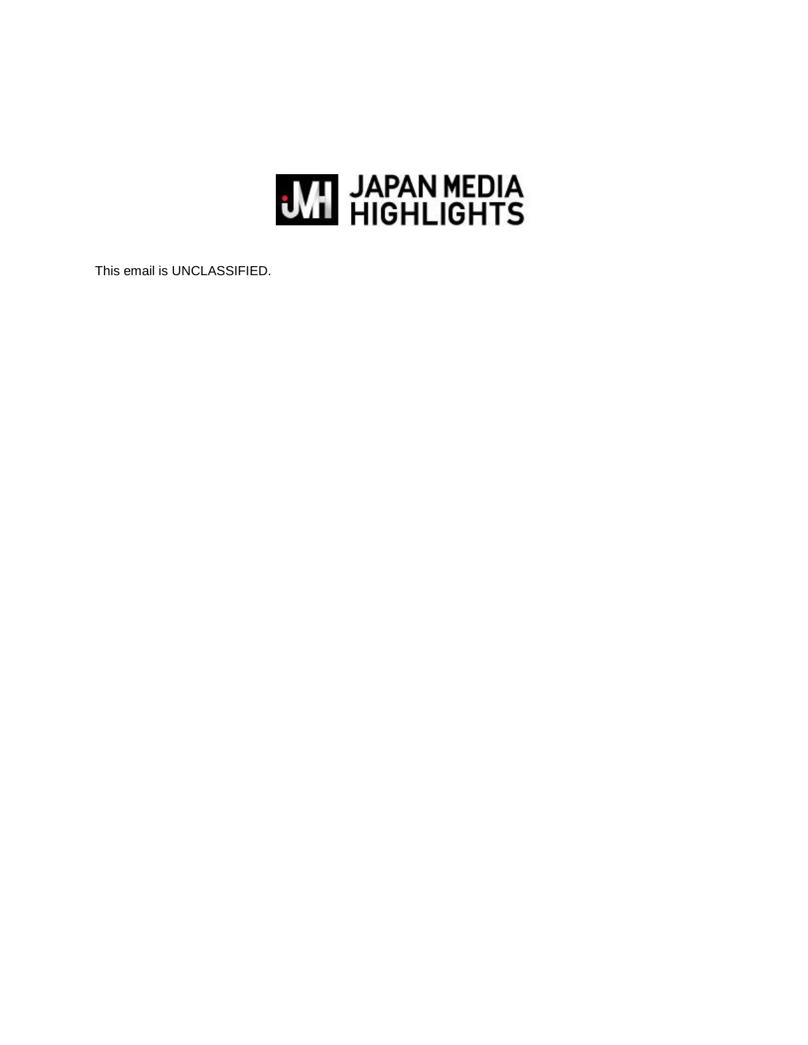JAPAN MEDIA HIGHLIGHTS

This email is UNCLASSIFIED.